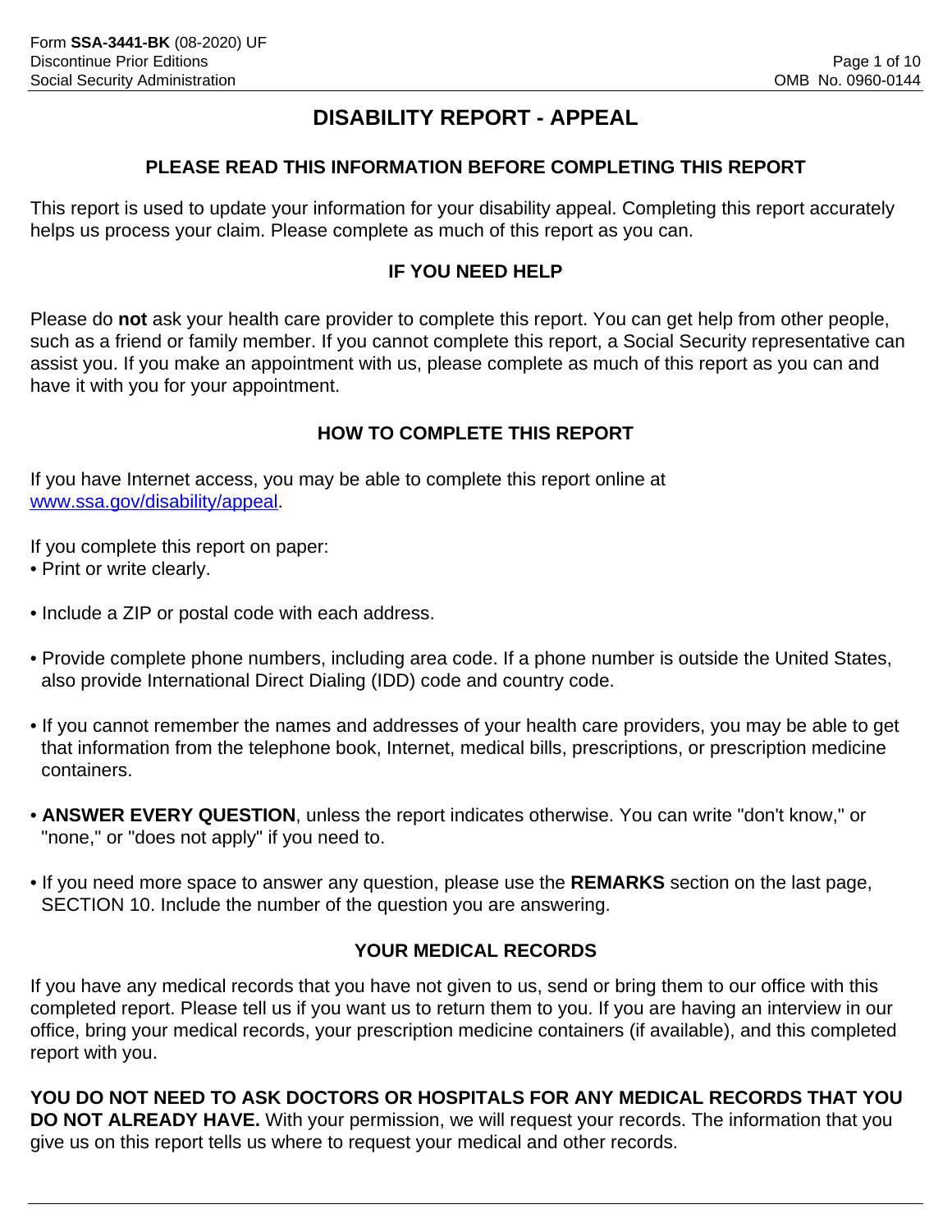# DISABILITY REPORT - APPEAL

## PLEASE READ THIS INFORMATION BEFORE COMPLETING THIS REPORT

This report is used to update your information for your disability appeal. Completing this report accurately helps us process your claim. Please complete as much of this report as you can.

## IF YOU NEED HELP

Please do **not** ask your health care provider to complete this report. You can get help from other people, such as a friend or family member. If you cannot complete this report, a Social Security representative can assist you. If you make an appointment with us, please complete as much of this report as you can and have it with you for your appointment.

## HOW TO COMPLETE THIS REPORT

If you have Internet access, you may be able to complete this report online at www.ssa.gov/disability/appeal.

If you complete this report on paper:

- Print or write clearly.
- Include a ZIP or postal code with each address.
- Provide complete phone numbers, including area code. If a phone number is outside the United States, also provide International Direct Dialing (IDD) code and country code.
- If you cannot remember the names and addresses of your health care providers, you may be able to get that information from the telephone book, Internet, medical bills, prescriptions, or prescription medicine containers.
- **ANSWER EVERY QUESTION**, unless the report indicates otherwise. You can write "don't know," or "none," or "does not apply" if you need to.
- If you need more space to answer any question, please use the **REMARKS** section on the last page, SECTION 10. Include the number of the question you are answering.

## YOUR MEDICAL RECORDS

If you have any medical records that you have not given to us, send or bring them to our office with this completed report. Please tell us if you want us to return them to you. If you are having an interview in our office, bring your medical records, your prescription medicine containers (if available), and this completed report with you.

**YOU DO NOT NEED TO ASK DOCTORS OR HOSPITALS FOR ANY MEDICAL RECORDS THAT YOU DO NOT ALREADY HAVE.** With your permission, we will request your records. The information that you give us on this report tells us where to request your medical and other records.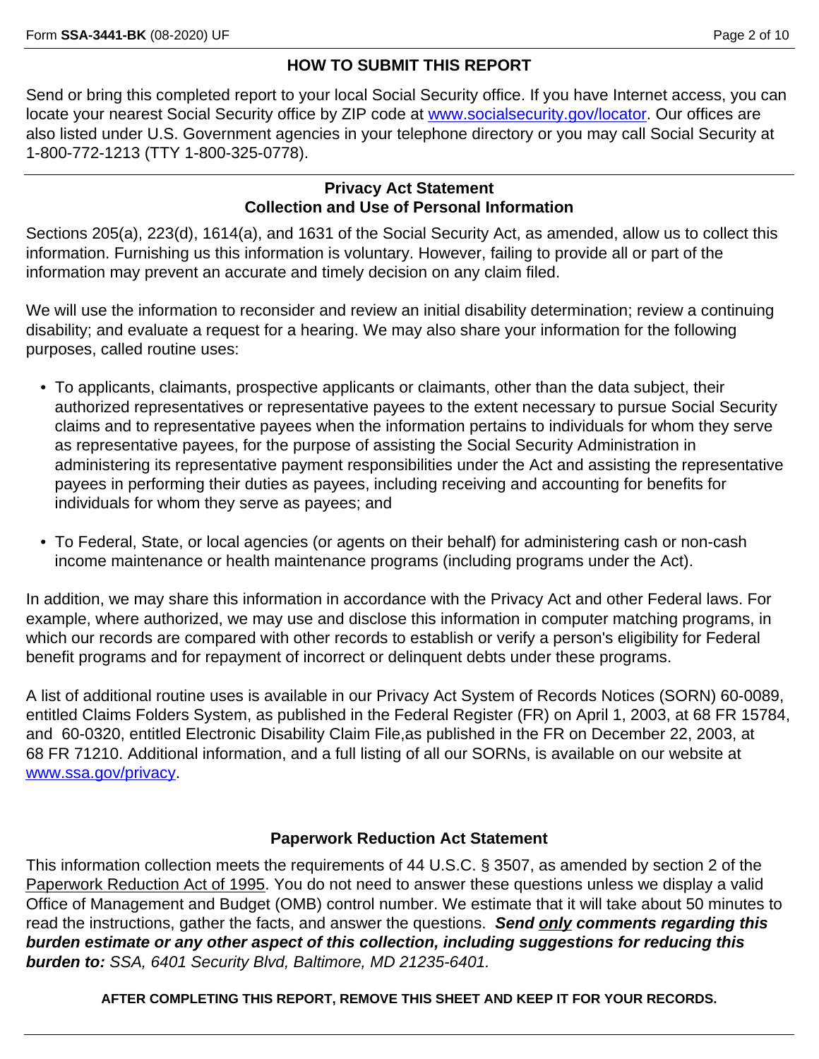## HOW TO SUBMIT THIS REPORT

Send or bring this completed report to your local Social Security office. If you have Internet access, you can locate your nearest Social Security office by ZIP code at www.socialsecurity.gov/locator. Our offices are also listed under U.S. Government agencies in your telephone directory or you may call Social Security at 1-800-772-1213 (TTY 1-800-325-0778).

## Privacy Act Statement
## Collection and Use of Personal Information

Sections 205(a), 223(d), 1614(a), and 1631 of the Social Security Act, as amended, allow us to collect this information. Furnishing us this information is voluntary. However, failing to provide all or part of the information may prevent an accurate and timely decision on any claim filed.

We will use the information to reconsider and review an initial disability determination; review a continuing disability; and evaluate a request for a hearing. We may also share your information for the following purposes, called routine uses:

- To applicants, claimants, prospective applicants or claimants, other than the data subject, their authorized representatives or representative payees to the extent necessary to pursue Social Security claims and to representative payees when the information pertains to individuals for whom they serve as representative payees, for the purpose of assisting the Social Security Administration in administering its representative payment responsibilities under the Act and assisting the representative payees in performing their duties as payees, including receiving and accounting for benefits for individuals for whom they serve as payees; and

- To Federal, State, or local agencies (or agents on their behalf) for administering cash or non-cash income maintenance or health maintenance programs (including programs under the Act).

In addition, we may share this information in accordance with the Privacy Act and other Federal laws. For example, where authorized, we may use and disclose this information in computer matching programs, in which our records are compared with other records to establish or verify a person's eligibility for Federal benefit programs and for repayment of incorrect or delinquent debts under these programs.

A list of additional routine uses is available in our Privacy Act System of Records Notices (SORN) 60-0089, entitled Claims Folders System, as published in the Federal Register (FR) on April 1, 2003, at 68 FR 15784, and 60-0320, entitled Electronic Disability Claim File,as published in the FR on December 22, 2003, at 68 FR 71210. Additional information, and a full listing of all our SORNs, is available on our website at www.ssa.gov/privacy.

## Paperwork Reduction Act Statement

This information collection meets the requirements of 44 U.S.C. § 3507, as amended by section 2 of the Paperwork Reduction Act of 1995. You do not need to answer these questions unless we display a valid Office of Management and Budget (OMB) control number. We estimate that it will take about 50 minutes to read the instructions, gather the facts, and answer the questions. ***Send only comments regarding this burden estimate or any other aspect of this collection, including suggestions for reducing this burden to:*** *SSA, 6401 Security Blvd, Baltimore, MD 21235-6401.*

**AFTER COMPLETING THIS REPORT, REMOVE THIS SHEET AND KEEP IT FOR YOUR RECORDS.**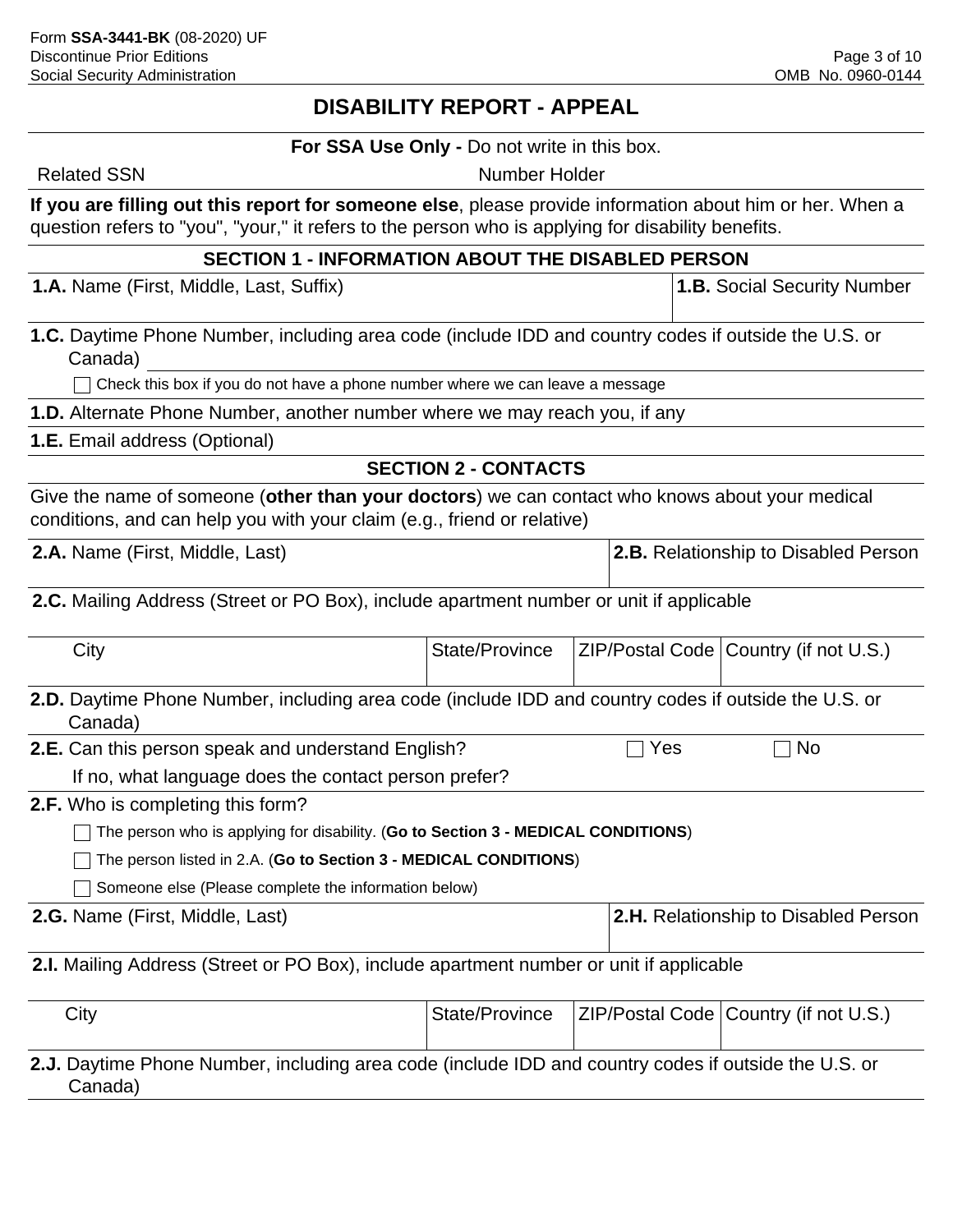# DISABILITY REPORT - APPEAL

**For SSA Use Only -** Do not write in this box.

Related SSN Number Holder

**If you are filling out this report for someone else**, please provide information about him or her. When a question refers to "you", "your," it refers to the person who is applying for disability benefits.

## SECTION 1 - INFORMATION ABOUT THE DISABLED PERSON

| **1.A.** Name (First, Middle, Last, Suffix) | **1.B.** Social Security Number |
|---|---|
| | |

**1.C.** Daytime Phone Number, including area code (include IDD and country codes if outside the U.S. or Canada) ____________

☐ Check this box if you do not have a phone number where we can leave a message

**1.D.** Alternate Phone Number, another number where we may reach you, if any

**1.E.** Email address (Optional)

## SECTION 2 - CONTACTS

Give the name of someone (**other than your doctors**) we can contact who knows about your medical conditions, and can help you with your claim (e.g., friend or relative)

| **2.A.** Name (First, Middle, Last) | **2.B.** Relationship to Disabled Person |
|---|---|
| | |

**2.C.** Mailing Address (Street or PO Box), include apartment number or unit if applicable

| City | State/Province | ZIP/Postal Code | Country (if not U.S.) |
|---|---|---|---|
| | | | |

**2.D.** Daytime Phone Number, including area code (include IDD and country codes if outside the U.S. or Canada)

**2.E.** Can this person speak and understand English? ☐ Yes ☐ No

If no, what language does the contact person prefer?

**2.F.** Who is completing this form?

☐ The person who is applying for disability. (**Go to Section 3 - MEDICAL CONDITIONS**)

☐ The person listed in 2.A. (**Go to Section 3 - MEDICAL CONDITIONS**)

☐ Someone else (Please complete the information below)

| **2.G.** Name (First, Middle, Last) | **2.H.** Relationship to Disabled Person |
|---|---|
| | |

**2.I.** Mailing Address (Street or PO Box), include apartment number or unit if applicable

| City | State/Province | ZIP/Postal Code | Country (if not U.S.) |
|---|---|---|---|
| | | | |

**2.J.** Daytime Phone Number, including area code (include IDD and country codes if outside the U.S. or Canada)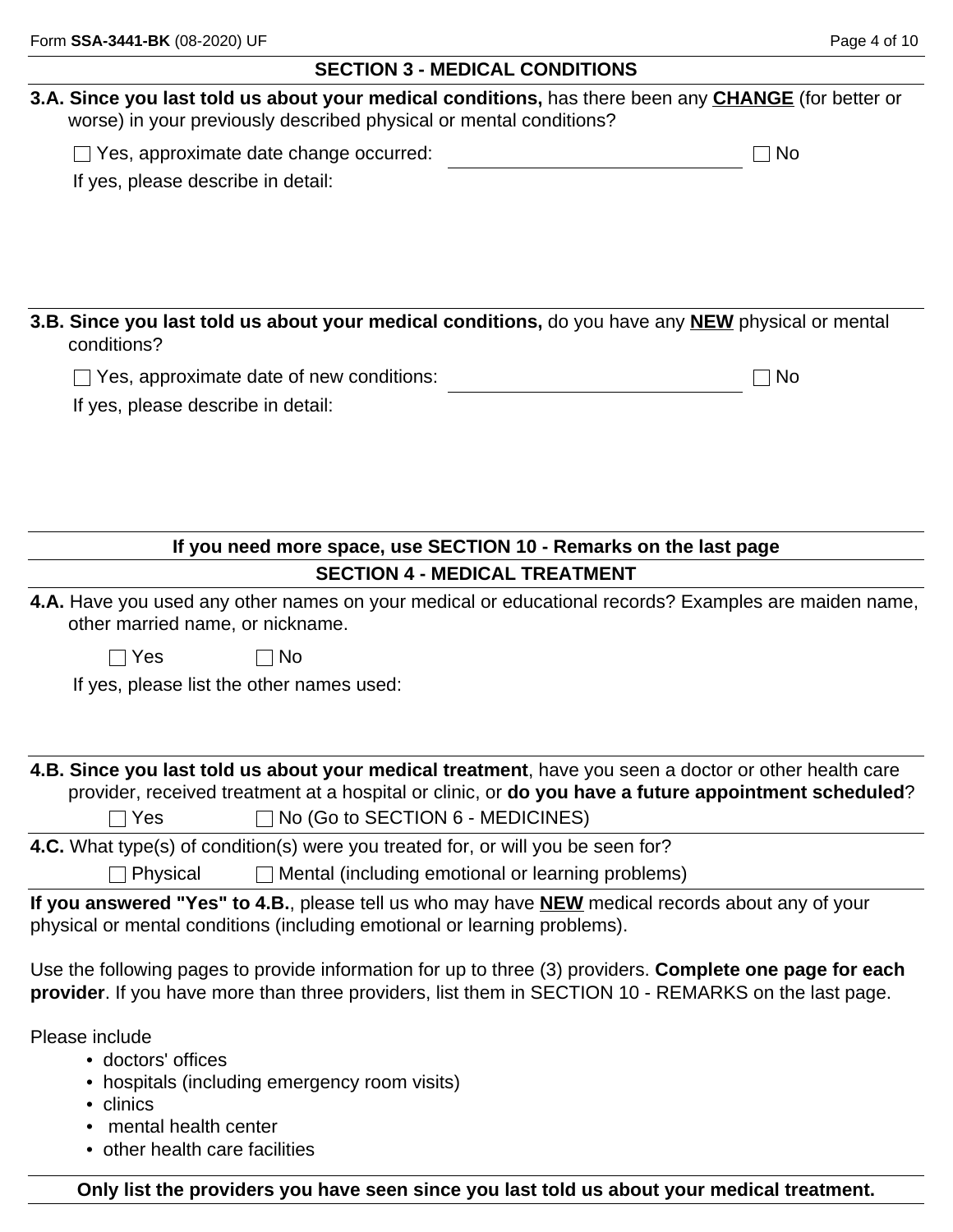## SECTION 3 - MEDICAL CONDITIONS

**3.A. Since you last told us about your medical conditions,** has there been any **CHANGE** (for better or worse) in your previously described physical or mental conditions?

☐ Yes, approximate date change occurred: ____________________ ☐ No

If yes, please describe in detail:

**3.B. Since you last told us about your medical conditions,** do you have any **NEW** physical or mental conditions?

☐ Yes, approximate date of new conditions: ____________________ ☐ No

If yes, please describe in detail:

**If you need more space, use SECTION 10 - Remarks on the last page**

## SECTION 4 - MEDICAL TREATMENT

**4.A.** Have you used any other names on your medical or educational records? Examples are maiden name, other married name, or nickname.

☐ Yes ☐ No

If yes, please list the other names used:

**4.B. Since you last told us about your medical treatment**, have you seen a doctor or other health care provider, received treatment at a hospital or clinic, or **do you have a future appointment scheduled**?

☐ Yes ☐ No (Go to SECTION 6 - MEDICINES)

**4.C.** What type(s) of condition(s) were you treated for, or will you be seen for?

☐ Physical ☐ Mental (including emotional or learning problems)

**If you answered "Yes" to 4.B.**, please tell us who may have **NEW** medical records about any of your physical or mental conditions (including emotional or learning problems).

Use the following pages to provide information for up to three (3) providers. **Complete one page for each provider**. If you have more than three providers, list them in SECTION 10 - REMARKS on the last page.

Please include

- doctors' offices
- hospitals (including emergency room visits)
- clinics
- mental health center
- other health care facilities

**Only list the providers you have seen since you last told us about your medical treatment.**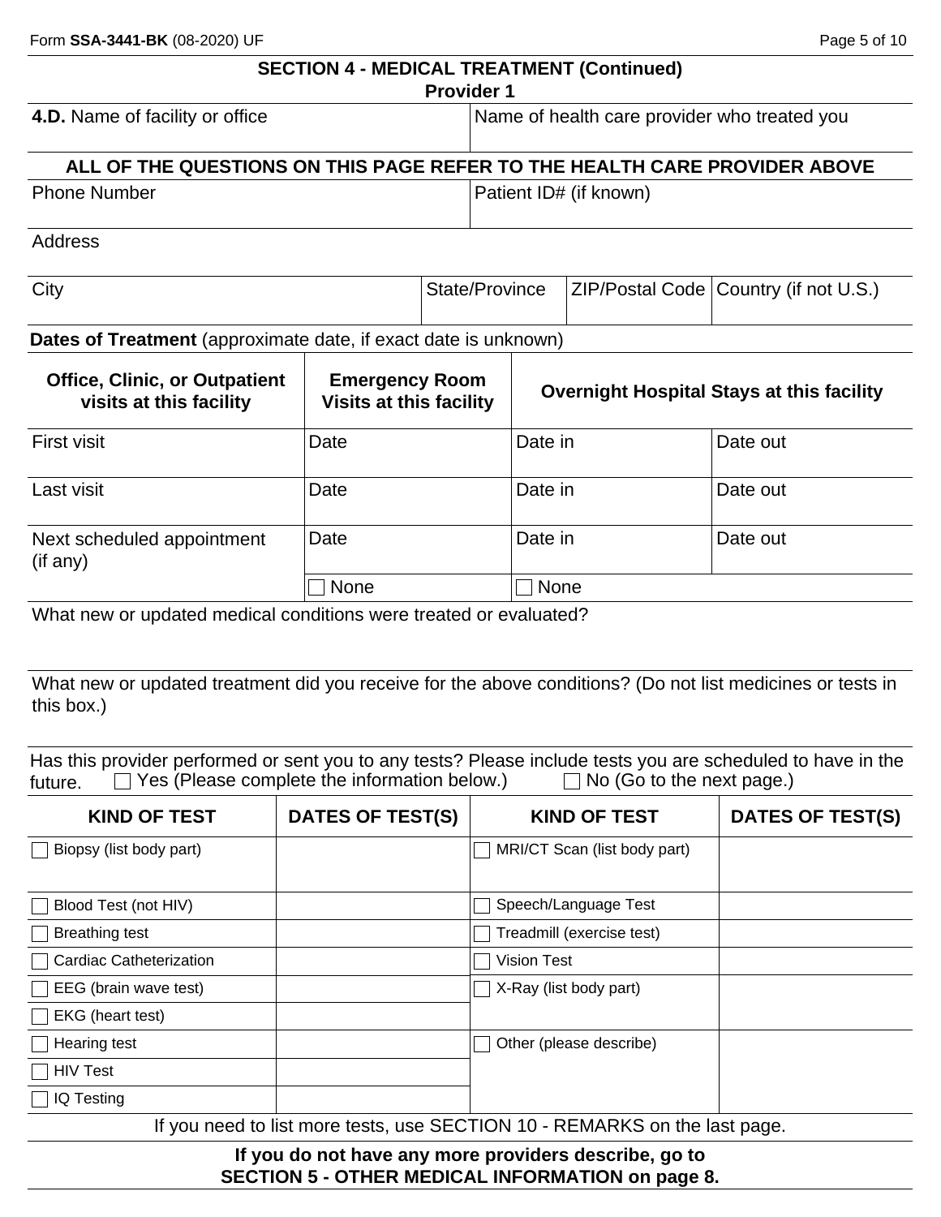## SECTION 4 - MEDICAL TREATMENT (Continued)

### Provider 1

| **4.D.** Name of facility or office | Name of health care provider who treated you |
|---|---|
| | |

**ALL OF THE QUESTIONS ON THIS PAGE REFER TO THE HEALTH CARE PROVIDER ABOVE**

| Phone Number | Patient ID# (if known) |
|---|---|
| | |

Address

| City | State/Province | ZIP/Postal Code | Country (if not U.S.) |
|---|---|---|---|
| | | | |

**Dates of Treatment** (approximate date, if exact date is unknown)

| **Office, Clinic, or Outpatient visits at this facility** | **Emergency Room Visits at this facility** | **Overnight Hospital Stays at this facility** | |
|---|---|---|---|
| First visit | Date | Date in | Date out |
| Last visit | Date | Date in | Date out |
| Next scheduled appointment (if any) | Date | Date in | Date out |
| | ☐ None | ☐ None | |

What new or updated medical conditions were treated or evaluated?

What new or updated treatment did you receive for the above conditions? (Do not list medicines or tests in this box.)

Has this provider performed or sent you to any tests? Please include tests you are scheduled to have in the future. ☐ Yes (Please complete the information below.) ☐ No (Go to the next page.)

| **KIND OF TEST** | **DATES OF TEST(S)** | **KIND OF TEST** | **DATES OF TEST(S)** |
|---|---|---|---|
| ☐ Biopsy (list body part) | | ☐ MRI/CT Scan (list body part) | |
| ☐ Blood Test (not HIV) | | ☐ Speech/Language Test | |
| ☐ Breathing test | | ☐ Treadmill (exercise test) | |
| ☐ Cardiac Catheterization | | ☐ Vision Test | |
| ☐ EEG (brain wave test) | | ☐ X-Ray (list body part) | |
| ☐ EKG (heart test) | | | |
| ☐ Hearing test | | ☐ Other (please describe) | |
| ☐ HIV Test | | | |
| ☐ IQ Testing | | | |

If you need to list more tests, use SECTION 10 - REMARKS on the last page.

**If you do not have any more providers describe, go to SECTION 5 - OTHER MEDICAL INFORMATION on page 8.**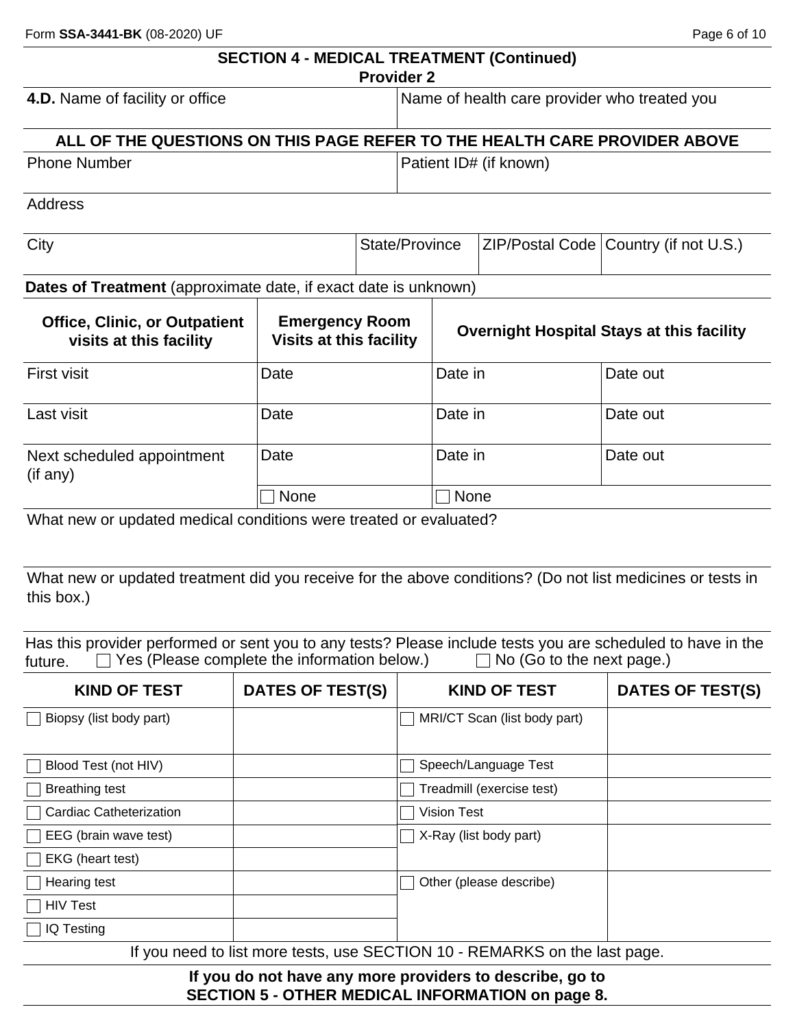## SECTION 4 - MEDICAL TREATMENT (Continued)

### Provider 2

| **4.D.** Name of facility or office | Name of health care provider who treated you |
|---|---|
| | |

**ALL OF THE QUESTIONS ON THIS PAGE REFER TO THE HEALTH CARE PROVIDER ABOVE**

| Phone Number | Patient ID# (if known) |
|---|---|
| | |

Address

| City | State/Province | ZIP/Postal Code | Country (if not U.S.) |
|---|---|---|---|
| | | | |

**Dates of Treatment** (approximate date, if exact date is unknown)

| **Office, Clinic, or Outpatient visits at this facility** | **Emergency Room Visits at this facility** | **Overnight Hospital Stays at this facility** | |
|---|---|---|---|
| First visit | Date | Date in | Date out |
| Last visit | Date | Date in | Date out |
| Next scheduled appointment (if any) | Date | Date in | Date out |
| | ☐ None | ☐ None | |

What new or updated medical conditions were treated or evaluated?

What new or updated treatment did you receive for the above conditions? (Do not list medicines or tests in this box.)

Has this provider performed or sent you to any tests? Please include tests you are scheduled to have in the future. ☐ Yes (Please complete the information below.) ☐ No (Go to the next page.)

| **KIND OF TEST** | **DATES OF TEST(S)** | **KIND OF TEST** | **DATES OF TEST(S)** |
|---|---|---|---|
| ☐ Biopsy (list body part) | | ☐ MRI/CT Scan (list body part) | |
| ☐ Blood Test (not HIV) | | ☐ Speech/Language Test | |
| ☐ Breathing test | | ☐ Treadmill (exercise test) | |
| ☐ Cardiac Catheterization | | ☐ Vision Test | |
| ☐ EEG (brain wave test) | | ☐ X-Ray (list body part) | |
| ☐ EKG (heart test) | | | |
| ☐ Hearing test | | ☐ Other (please describe) | |
| ☐ HIV Test | | | |
| ☐ IQ Testing | | | |

If you need to list more tests, use SECTION 10 - REMARKS on the last page.

**If you do not have any more providers to describe, go to SECTION 5 - OTHER MEDICAL INFORMATION on page 8.**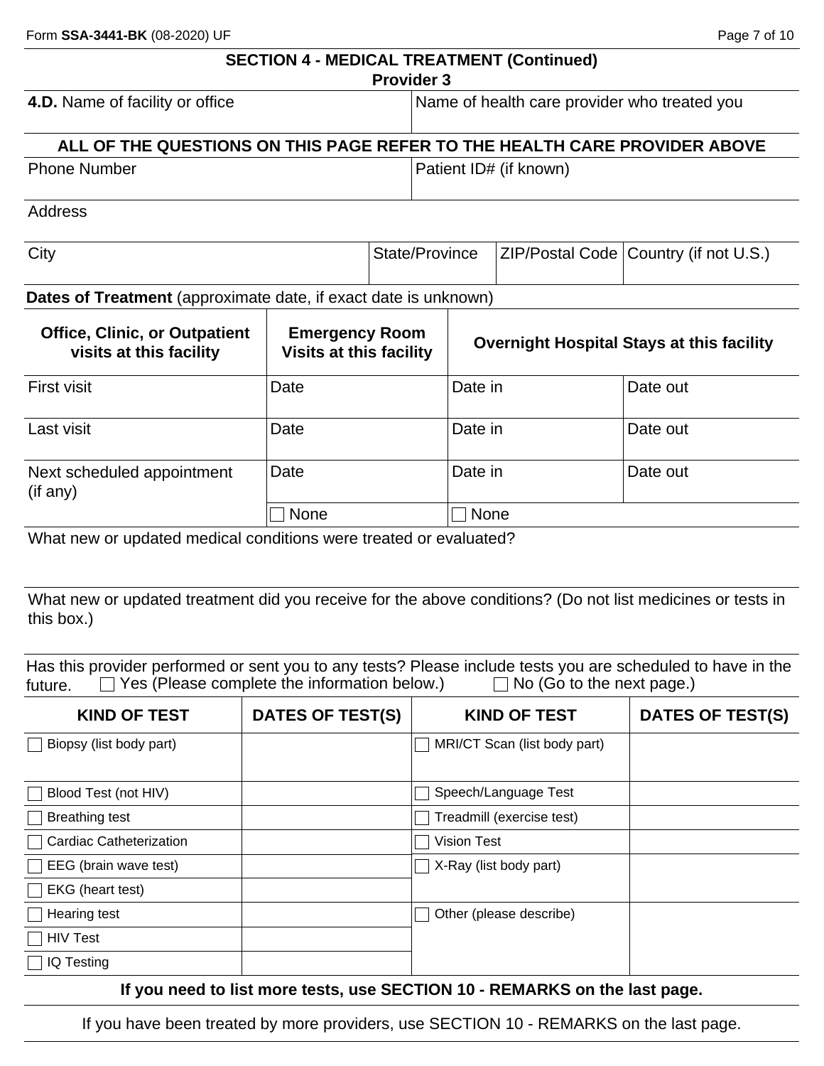## SECTION 4 - MEDICAL TREATMENT (Continued)

### Provider 3

| **4.D.** Name of facility or office | Name of health care provider who treated you |
|---|---|
| | |

**ALL OF THE QUESTIONS ON THIS PAGE REFER TO THE HEALTH CARE PROVIDER ABOVE**

| Phone Number | Patient ID# (if known) |
|---|---|
| | |

Address

| City | State/Province | ZIP/Postal Code | Country (if not U.S.) |
|---|---|---|---|
| | | | |

**Dates of Treatment** (approximate date, if exact date is unknown)

| **Office, Clinic, or Outpatient visits at this facility** | **Emergency Room Visits at this facility** | **Overnight Hospital Stays at this facility** | |
|---|---|---|---|
| First visit | Date | Date in | Date out |
| Last visit | Date | Date in | Date out |
| Next scheduled appointment (if any) | Date | Date in | Date out |
| | ☐ None | ☐ None | |

What new or updated medical conditions were treated or evaluated?

What new or updated treatment did you receive for the above conditions? (Do not list medicines or tests in this box.)

Has this provider performed or sent you to any tests? Please include tests you are scheduled to have in the future. ☐ Yes (Please complete the information below.) ☐ No (Go to the next page.)

| **KIND OF TEST** | **DATES OF TEST(S)** | **KIND OF TEST** | **DATES OF TEST(S)** |
|---|---|---|---|
| ☐ Biopsy (list body part) | | ☐ MRI/CT Scan (list body part) | |
| ☐ Blood Test (not HIV) | | ☐ Speech/Language Test | |
| ☐ Breathing test | | ☐ Treadmill (exercise test) | |
| ☐ Cardiac Catheterization | | ☐ Vision Test | |
| ☐ EEG (brain wave test) | | ☐ X-Ray (list body part) | |
| ☐ EKG (heart test) | | | |
| ☐ Hearing test | | ☐ Other (please describe) | |
| ☐ HIV Test | | | |
| ☐ IQ Testing | | | |

**If you need to list more tests, use SECTION 10 - REMARKS on the last page.**

If you have been treated by more providers, use SECTION 10 - REMARKS on the last page.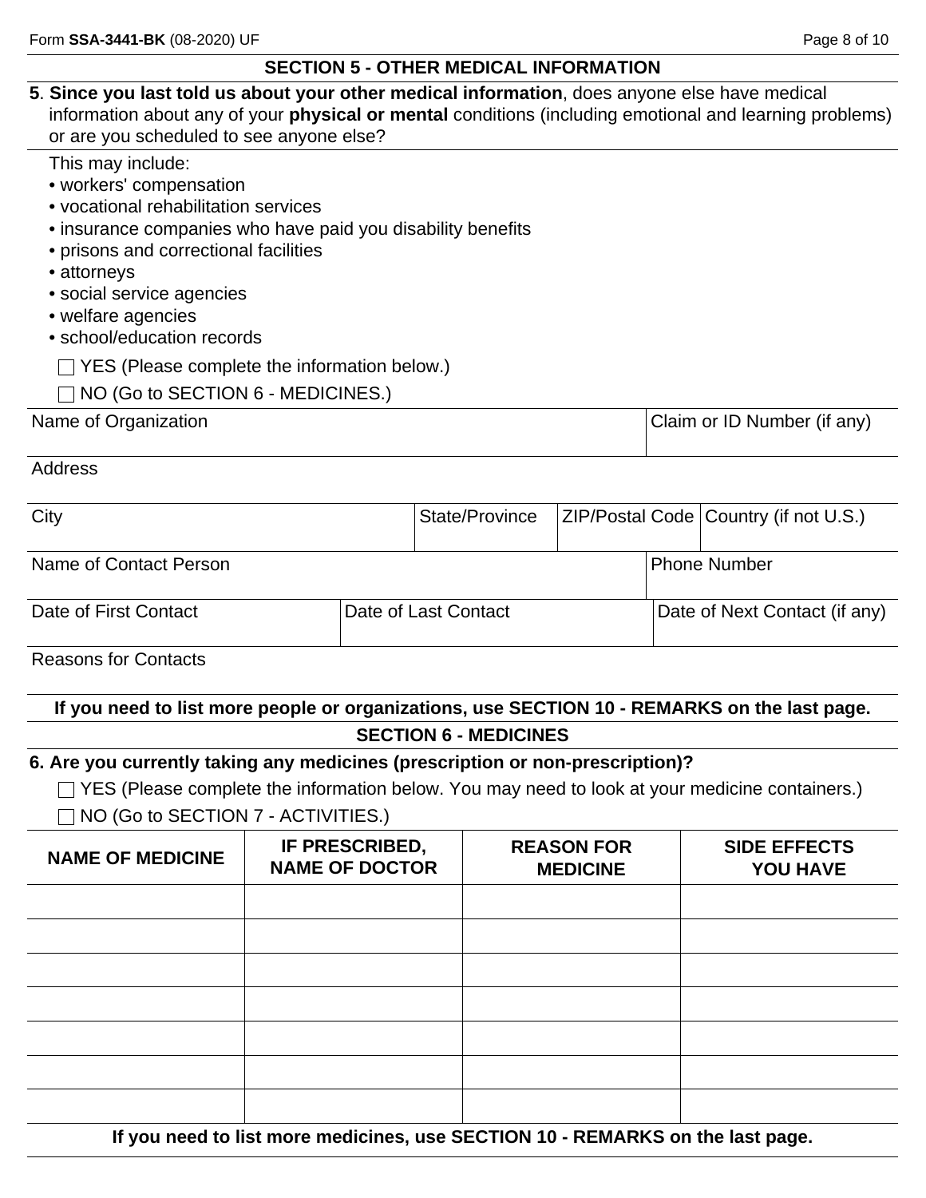## SECTION 5 - OTHER MEDICAL INFORMATION

**5. Since you last told us about your other medical information**, does anyone else have medical information about any of your **physical or mental** conditions (including emotional and learning problems) or are you scheduled to see anyone else?

This may include:

- workers' compensation
- vocational rehabilitation services
- insurance companies who have paid you disability benefits
- prisons and correctional facilities
- attorneys
- social service agencies
- welfare agencies
- school/education records

☐ YES (Please complete the information below.)

☐ NO (Go to SECTION 6 - MEDICINES.)

| Name of Organization | | | Claim or ID Number (if any) |
|---|---|---|---|
| Address | | | |
| City | State/Province | ZIP/Postal Code | Country (if not U.S.) |
| Name of Contact Person | | | Phone Number |
| Date of First Contact | Date of Last Contact | | Date of Next Contact (if any) |
| Reasons for Contacts | | | |

**If you need to list more people or organizations, use SECTION 10 - REMARKS on the last page.**

## SECTION 6 - MEDICINES

**6. Are you currently taking any medicines (prescription or non-prescription)?**

☐ YES (Please complete the information below. You may need to look at your medicine containers.)

☐ NO (Go to SECTION 7 - ACTIVITIES.)

| NAME OF MEDICINE | IF PRESCRIBED, NAME OF DOCTOR | REASON FOR MEDICINE | SIDE EFFECTS YOU HAVE |
|---|---|---|---|
| | | | |
| | | | |
| | | | |
| | | | |
| | | | |
| | | | |
| | | | |

**If you need to list more medicines, use SECTION 10 - REMARKS on the last page.**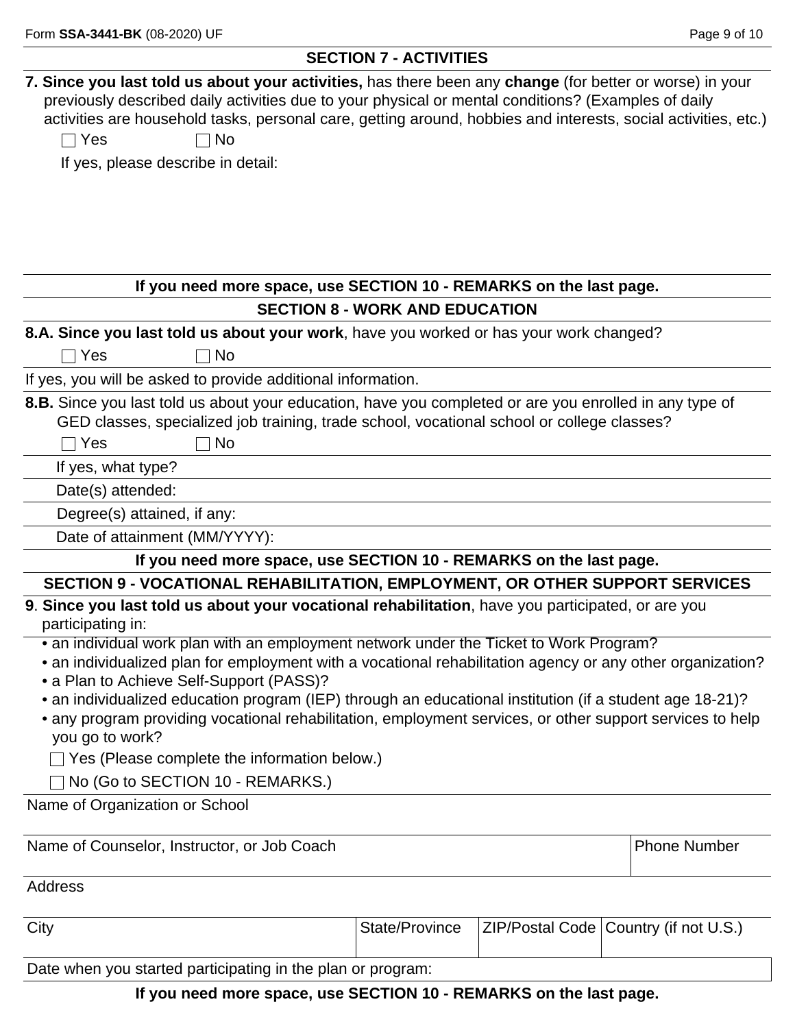## SECTION 7 - ACTIVITIES

**7. Since you last told us about your activities,** has there been any **change** (for better or worse) in your previously described daily activities due to your physical or mental conditions? (Examples of daily activities are household tasks, personal care, getting around, hobbies and interests, social activities, etc.)

☐ Yes ☐ No

If yes, please describe in detail:

**If you need more space, use SECTION 10 - REMARKS on the last page.**

## SECTION 8 - WORK AND EDUCATION

**8.A. Since you last told us about your work**, have you worked or has your work changed?

☐ Yes ☐ No

If yes, you will be asked to provide additional information.

**8.B.** Since you last told us about your education, have you completed or are you enrolled in any type of GED classes, specialized job training, trade school, vocational school or college classes?

☐ Yes ☐ No

If yes, what type?

Date(s) attended:

Degree(s) attained, if any:

Date of attainment (MM/YYYY):

**If you need more space, use SECTION 10 - REMARKS on the last page.**

## SECTION 9 - VOCATIONAL REHABILITATION, EMPLOYMENT, OR OTHER SUPPORT SERVICES

**9**. **Since you last told us about your vocational rehabilitation**, have you participated, or are you participating in:

- an individual work plan with an employment network under the Ticket to Work Program?
- an individualized plan for employment with a vocational rehabilitation agency or any other organization?
- a Plan to Achieve Self-Support (PASS)?
- an individualized education program (IEP) through an educational institution (if a student age 18-21)?
- any program providing vocational rehabilitation, employment services, or other support services to help you go to work?

☐ Yes (Please complete the information below.)

☐ No (Go to SECTION 10 - REMARKS.)

| Name of Organization or School | | | |
|---|---|---|---|
| Name of Counselor, Instructor, or Job Coach | | | Phone Number |
| Address | | | |
| City | State/Province | ZIP/Postal Code | Country (if not U.S.) |
| Date when you started participating in the plan or program: | | | |

**If you need more space, use SECTION 10 - REMARKS on the last page.**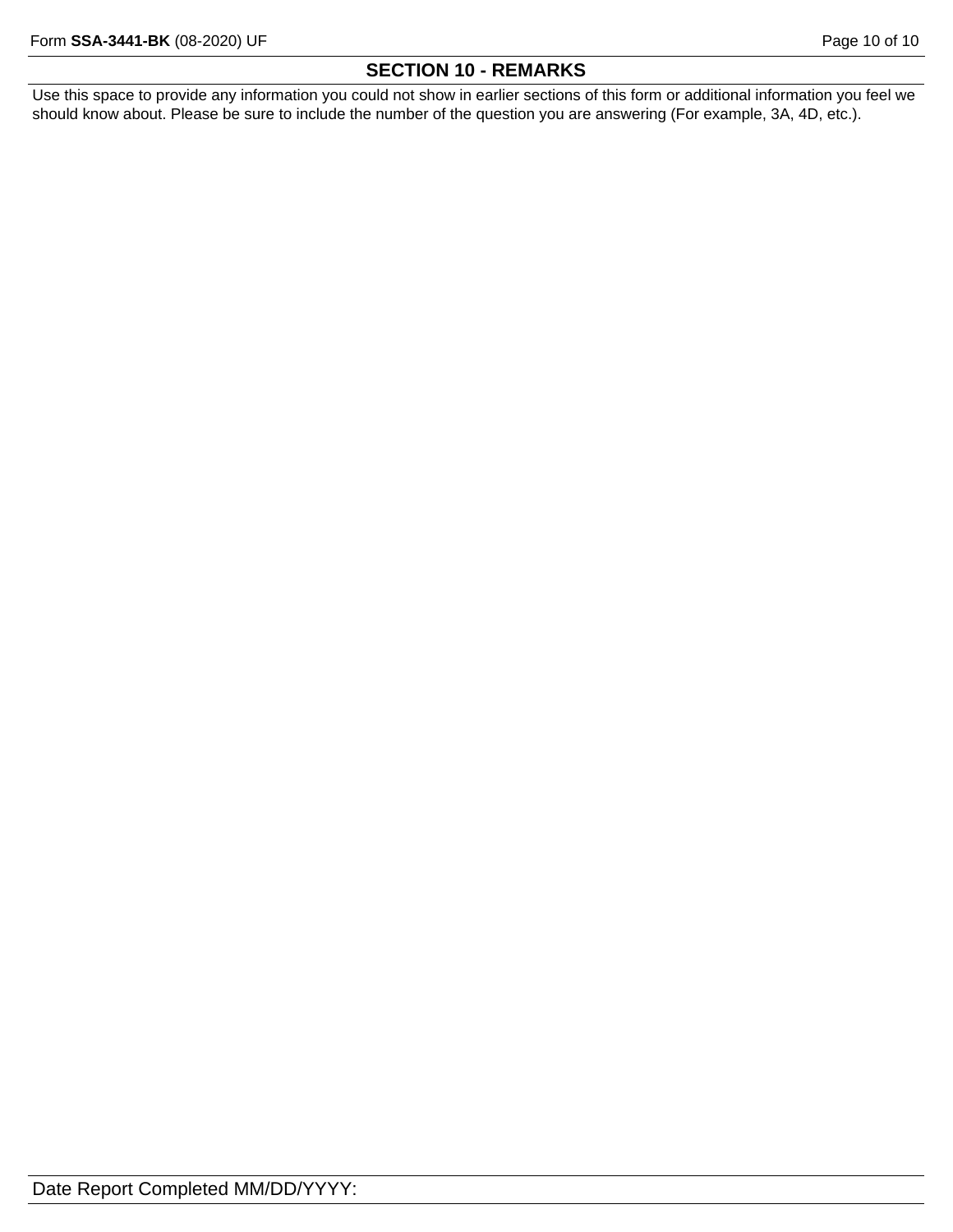## SECTION 10 - REMARKS

Use this space to provide any information you could not show in earlier sections of this form or additional information you feel we should know about. Please be sure to include the number of the question you are answering (For example, 3A, 4D, etc.).

Date Report Completed MM/DD/YYYY: